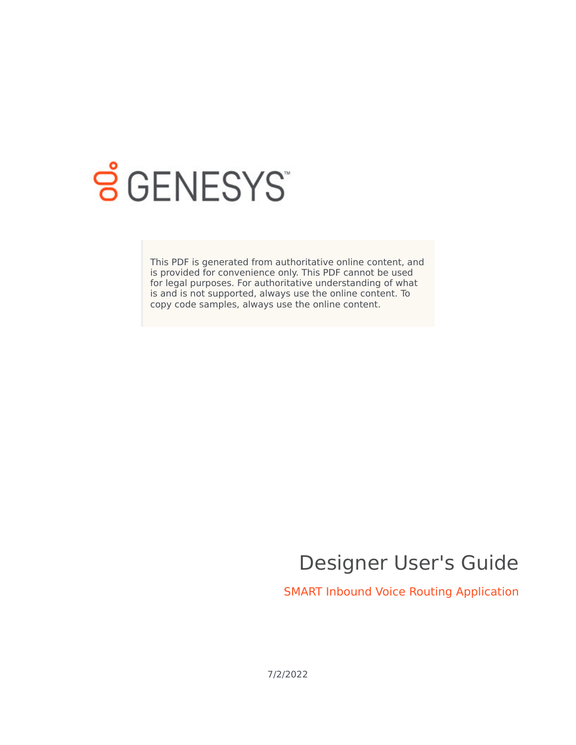GENESYS

This PDF is generated from authoritative online content, and is provided for convenience only. This PDF cannot be used for legal purposes. For authoritative understanding of what is and is not supported, always use the online content. To copy code samples, always use the online content.

# Designer User's Guide

## SMART Inbound Voice Routing Application

7/2/2022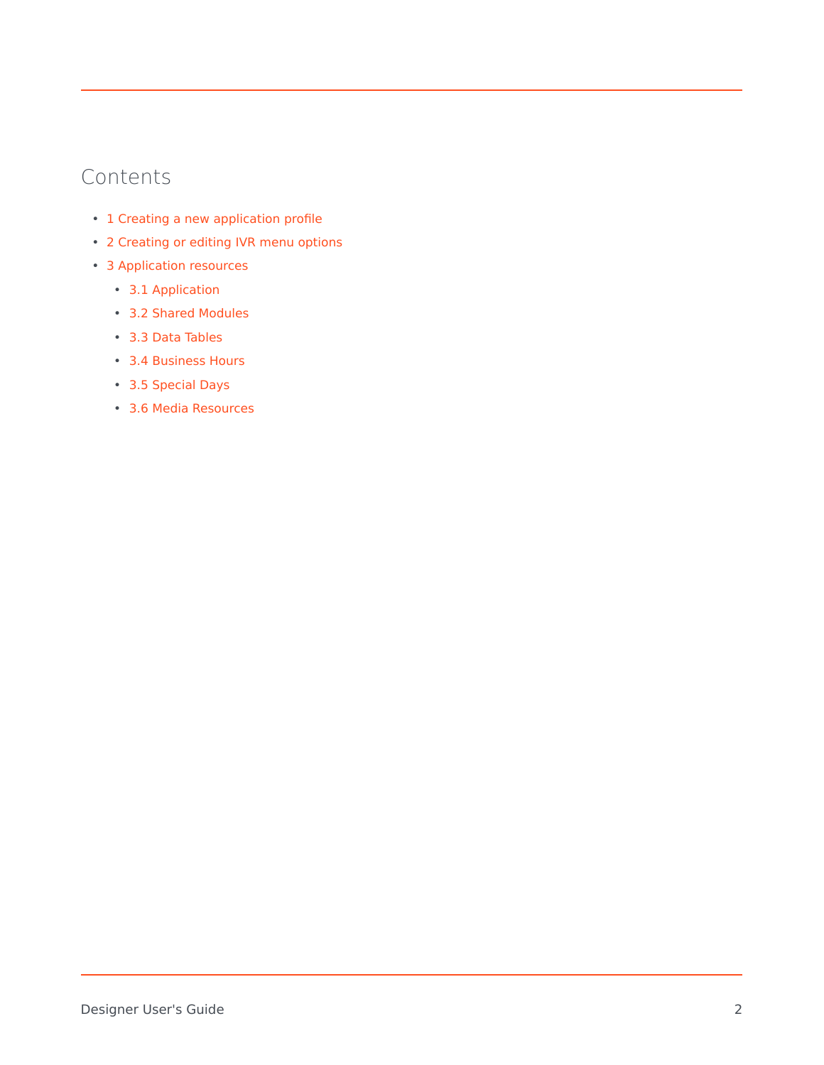## Contents

- 1 Creating a new application profile
- 2 Creating or editing IVR menu options
- 3 Application resources
    - 3.1 Application
    - 3.2 Shared Modules
    - 3.3 Data Tables
    - 3.4 Business Hours
    - 3.5 Special Days
    - 3.6 Media Resources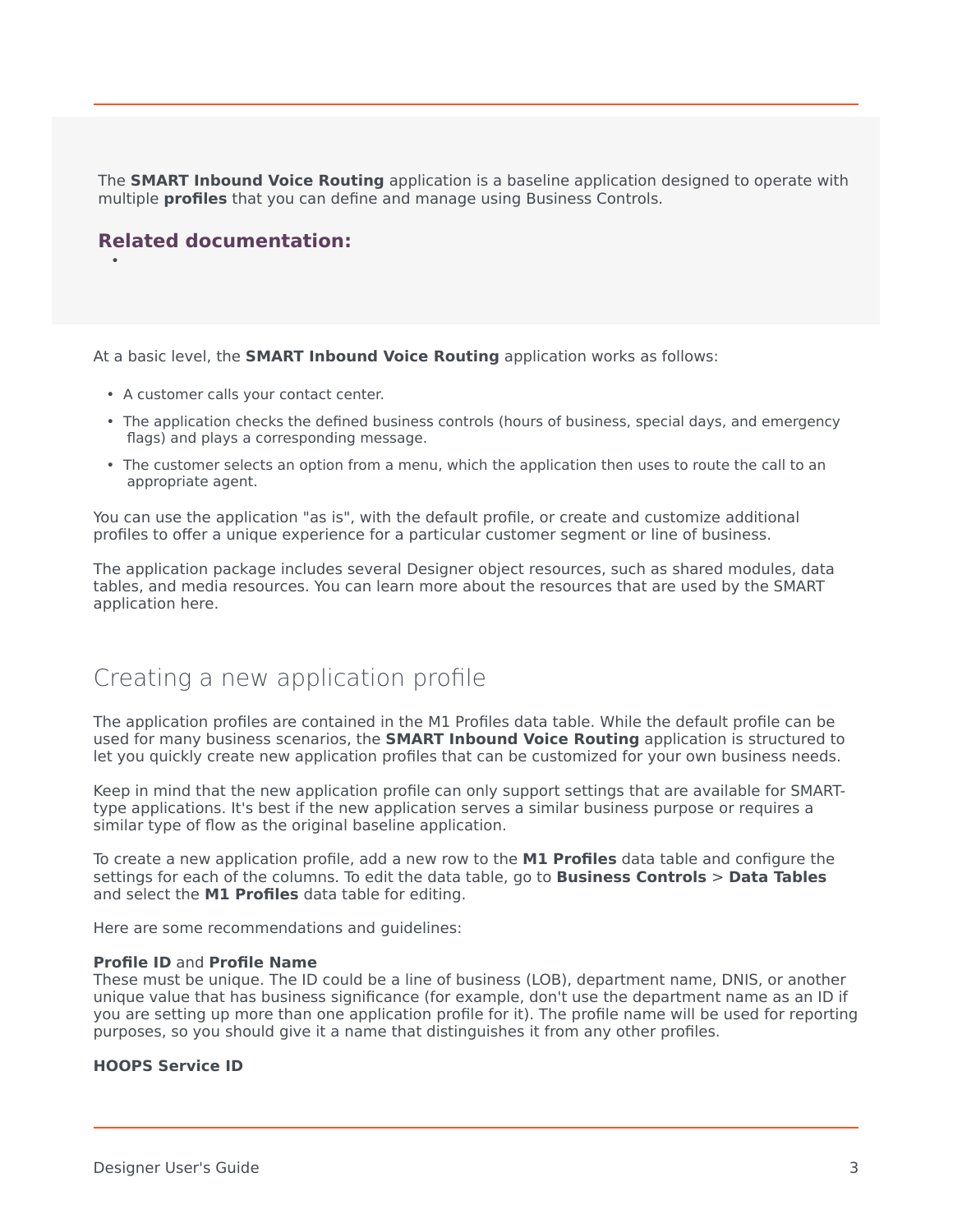The **SMART Inbound Voice Routing** application is a baseline application designed to operate with multiple **profiles** that you can define and manage using Business Controls.

**Related documentation:**

- 

At a basic level, the **SMART Inbound Voice Routing** application works as follows:

- A customer calls your contact center.
- The application checks the defined business controls (hours of business, special days, and emergency flags) and plays a corresponding message.
- The customer selects an option from a menu, which the application then uses to route the call to an appropriate agent.

You can use the application "as is", with the default profile, or create and customize additional profiles to offer a unique experience for a particular customer segment or line of business.

The application package includes several Designer object resources, such as shared modules, data tables, and media resources. You can learn more about the resources that are used by the SMART application here.

## Creating a new application profile

The application profiles are contained in the M1 Profiles data table. While the default profile can be used for many business scenarios, the **SMART Inbound Voice Routing** application is structured to let you quickly create new application profiles that can be customized for your own business needs.

Keep in mind that the new application profile can only support settings that are available for SMART-type applications. It's best if the new application serves a similar business purpose or requires a similar type of flow as the original baseline application.

To create a new application profile, add a new row to the **M1 Profiles** data table and configure the settings for each of the columns. To edit the data table, go to **Business Controls** > **Data Tables** and select the **M1 Profiles** data table for editing.

Here are some recommendations and guidelines:

**Profile ID** and **Profile Name**
These must be unique. The ID could be a line of business (LOB), department name, DNIS, or another unique value that has business significance (for example, don't use the department name as an ID if you are setting up more than one application profile for it). The profile name will be used for reporting purposes, so you should give it a name that distinguishes it from any other profiles.

**HOOPS Service ID**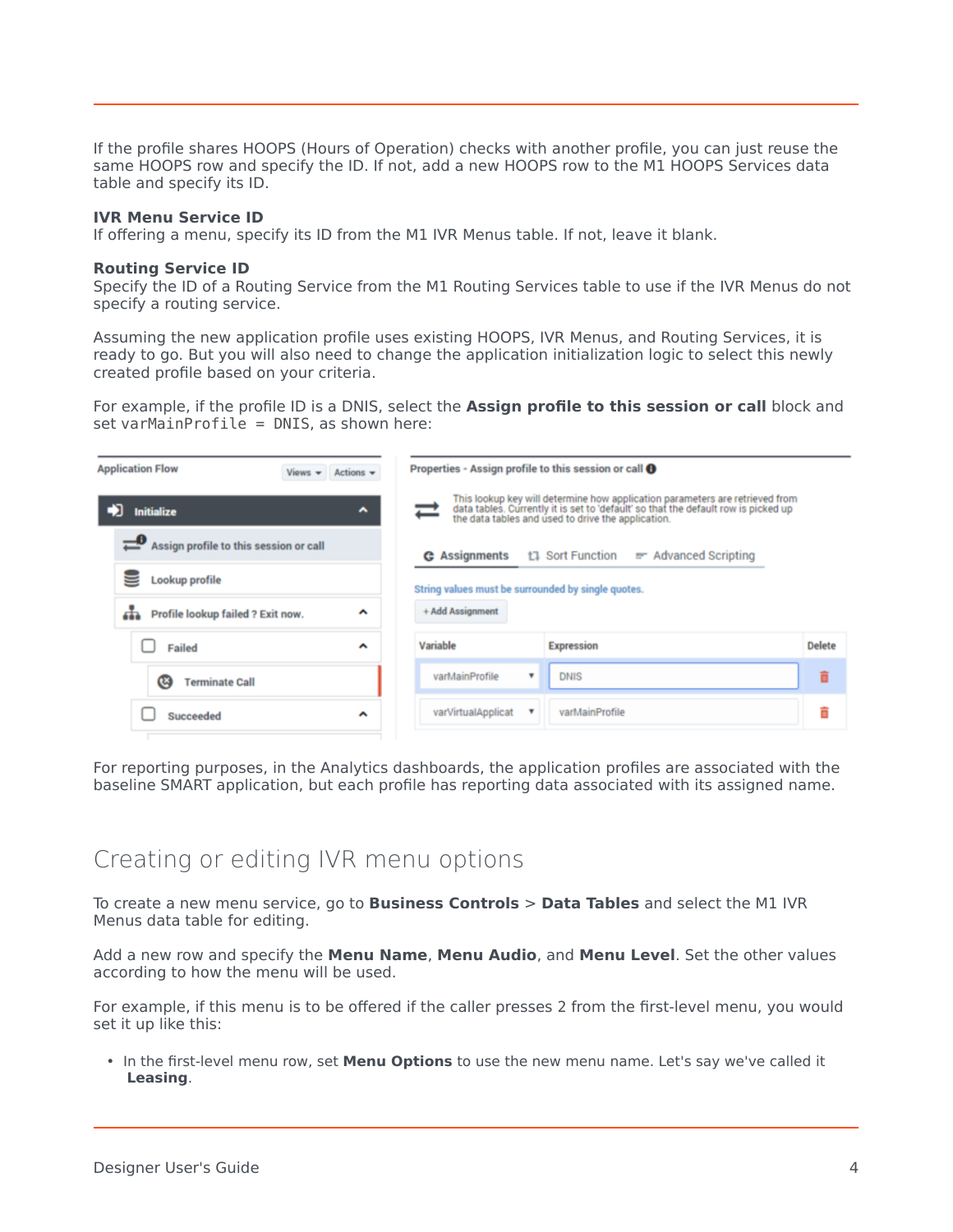If the profile shares HOOPS (Hours of Operation) checks with another profile, you can just reuse the same HOOPS row and specify the ID. If not, add a new HOOPS row to the M1 HOOPS Services data table and specify its ID.

**IVR Menu Service ID**
If offering a menu, specify its ID from the M1 IVR Menus table. If not, leave it blank.

**Routing Service ID**
Specify the ID of a Routing Service from the M1 Routing Services table to use if the IVR Menus do not specify a routing service.

Assuming the new application profile uses existing HOOPS, IVR Menus, and Routing Services, it is ready to go. But you will also need to change the application initialization logic to select this newly created profile based on your criteria.

For example, if the profile ID is a DNIS, select the **Assign profile to this session or call** block and set `varMainProfile = DNIS`, as shown here:

For reporting purposes, in the Analytics dashboards, the application profiles are associated with the baseline SMART application, but each profile has reporting data associated with its assigned name.

## Creating or editing IVR menu options

To create a new menu service, go to **Business Controls** > **Data Tables** and select the M1 IVR Menus data table for editing.

Add a new row and specify the **Menu Name**, **Menu Audio**, and **Menu Level**. Set the other values according to how the menu will be used.

For example, if this menu is to be offered if the caller presses 2 from the first-level menu, you would set it up like this:

- In the first-level menu row, set **Menu Options** to use the new menu name. Let's say we've called it **Leasing**.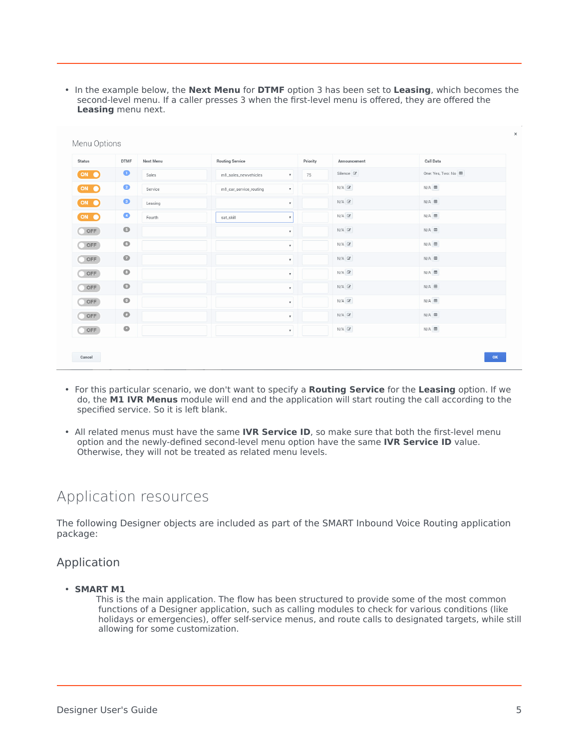- In the example below, the **Next Menu** for **DTMF** option 3 has been set to **Leasing**, which becomes the second-level menu. If a caller presses 3 when the first-level menu is offered, they are offered the **Leasing** menu next.

Menu Options

| Status | DTMF | Next Menu | Routing Service | Priority | Announcement | Call Data |
|---|---|---|---|---|---|---|
| ON | 1 | Sales | m1_sales_newvehicles | 75 | Silence | One: Yes, Two: No |
| ON | 2 | Service | m1_car_service_routing | | N/A | N/A |
| ON | 3 | Leasing | | | N/A | N/A |
| ON | 4 | Fourth | sat_skill | | N/A | N/A |
| OFF | 5 | | | | N/A | N/A |
| OFF | 6 | | | | N/A | N/A |
| OFF | 7 | | | | N/A | N/A |
| OFF | 8 | | | | N/A | N/A |
| OFF | 9 | | | | N/A | N/A |
| OFF | 0 | | | | N/A | N/A |
| OFF | # | | | | N/A | N/A |
| OFF | * | | | | N/A | N/A |

Cancel OK

- For this particular scenario, we don't want to specify a **Routing Service** for the **Leasing** option. If we do, the **M1 IVR Menus** module will end and the application will start routing the call according to the specified service. So it is left blank.

- All related menus must have the same **IVR Service ID**, so make sure that both the first-level menu option and the newly-defined second-level menu option have the same **IVR Service ID** value. Otherwise, they will not be treated as related menu levels.

# Application resources

The following Designer objects are included as part of the SMART Inbound Voice Routing application package:

## Application

- **SMART M1**
  This is the main application. The flow has been structured to provide some of the most common functions of a Designer application, such as calling modules to check for various conditions (like holidays or emergencies), offer self-service menus, and route calls to designated targets, while still allowing for some customization.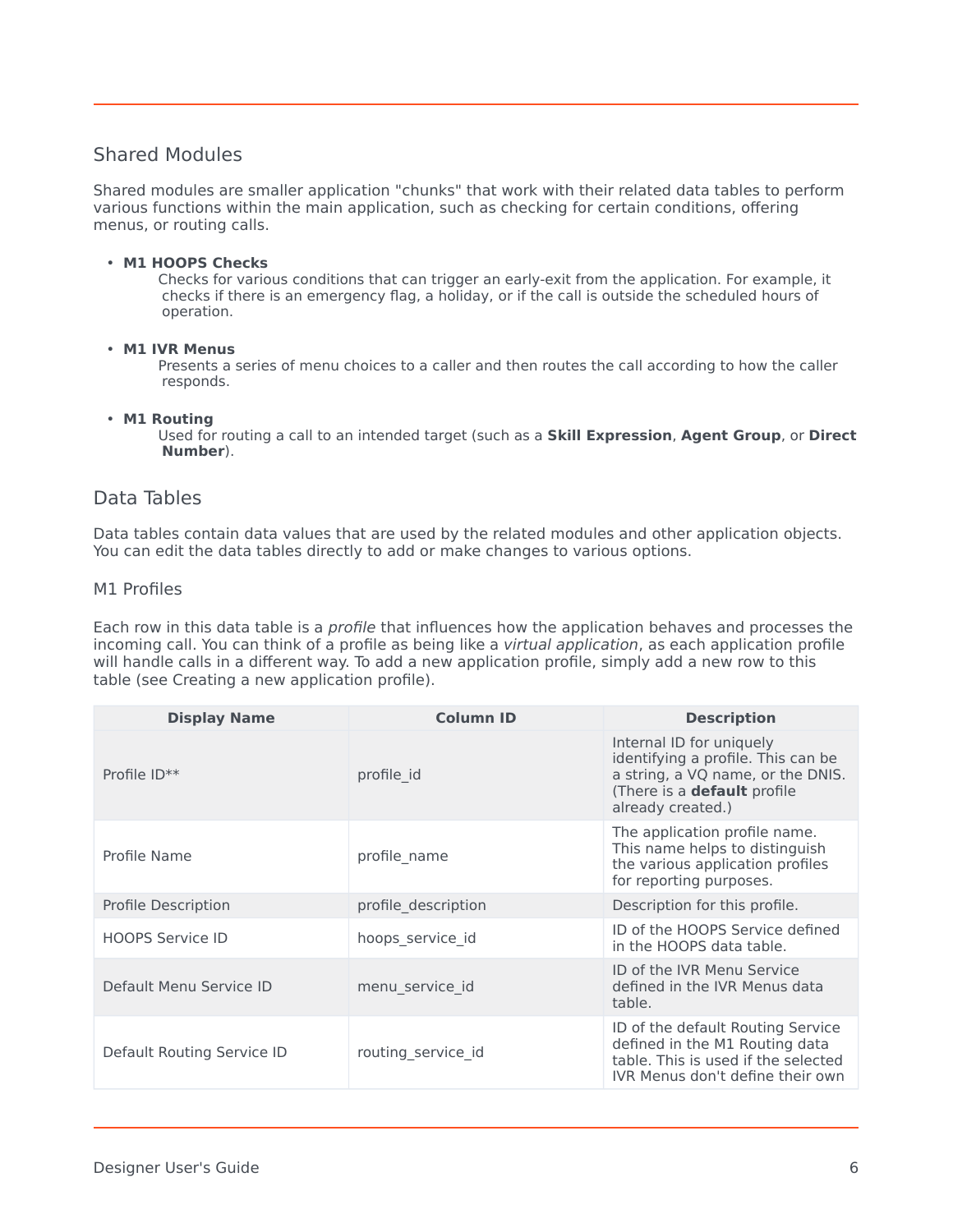## Shared Modules

Shared modules are smaller application "chunks" that work with their related data tables to perform various functions within the main application, such as checking for certain conditions, offering menus, or routing calls.

- **M1 HOOPS Checks**
  Checks for various conditions that can trigger an early-exit from the application. For example, it checks if there is an emergency flag, a holiday, or if the call is outside the scheduled hours of operation.

- **M1 IVR Menus**
  Presents a series of menu choices to a caller and then routes the call according to how the caller responds.

- **M1 Routing**
  Used for routing a call to an intended target (such as a **Skill Expression**, **Agent Group**, or **Direct Number**).

## Data Tables

Data tables contain data values that are used by the related modules and other application objects. You can edit the data tables directly to add or make changes to various options.

### M1 Profiles

Each row in this data table is a *profile* that influences how the application behaves and processes the incoming call. You can think of a profile as being like a *virtual application*, as each application profile will handle calls in a different way. To add a new application profile, simply add a new row to this table (see Creating a new application profile).

| Display Name | Column ID | Description |
|---|---|---|
| Profile ID** | profile_id | Internal ID for uniquely identifying a profile. This can be a string, a VQ name, or the DNIS. (There is a **default** profile already created.) |
| Profile Name | profile_name | The application profile name. This name helps to distinguish the various application profiles for reporting purposes. |
| Profile Description | profile_description | Description for this profile. |
| HOOPS Service ID | hoops_service_id | ID of the HOOPS Service defined in the HOOPS data table. |
| Default Menu Service ID | menu_service_id | ID of the IVR Menu Service defined in the IVR Menus data table. |
| Default Routing Service ID | routing_service_id | ID of the default Routing Service defined in the M1 Routing data table. This is used if the selected IVR Menus don't define their own |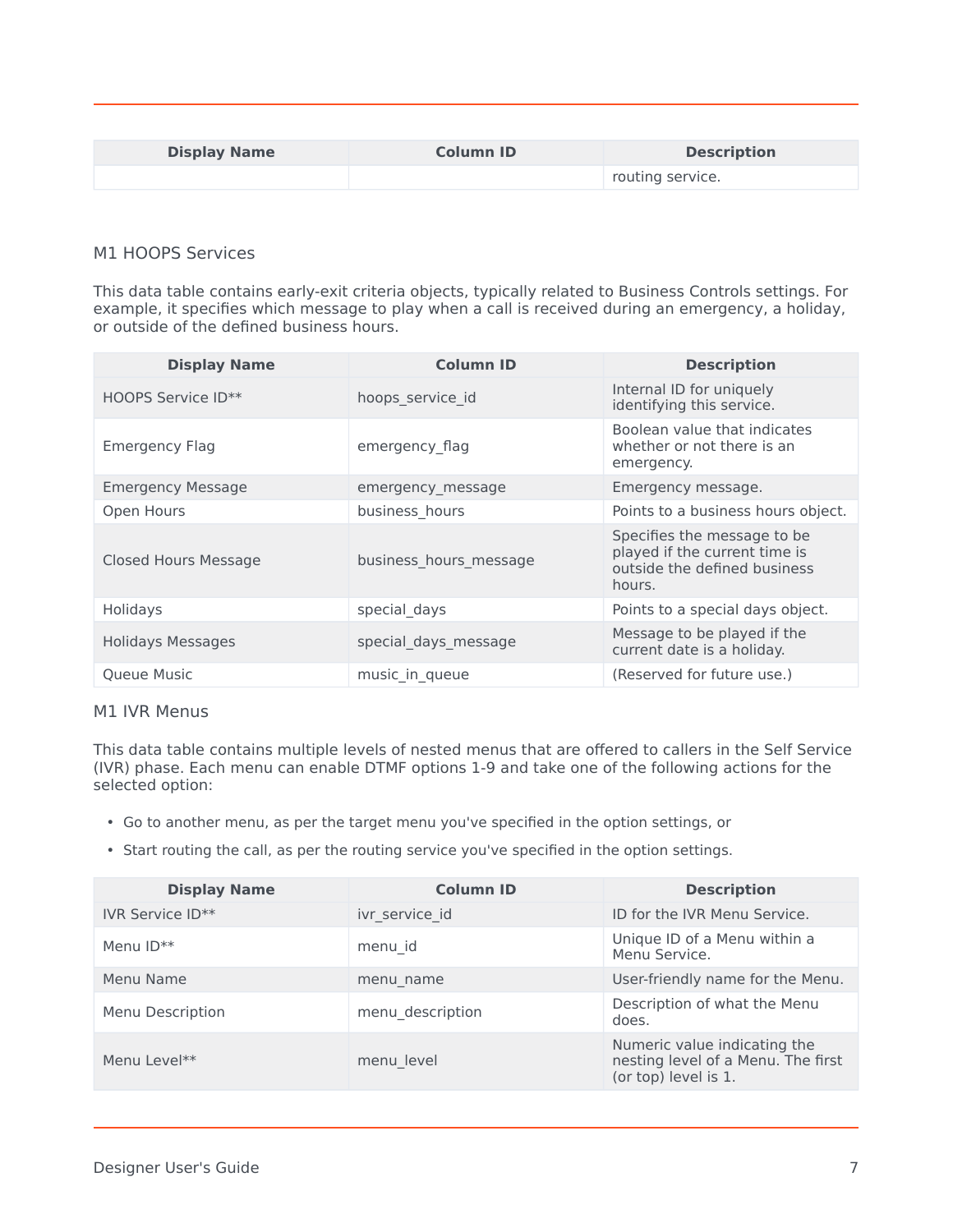| Display Name | Column ID | Description |
|---|---|---|
| | | routing service. |

### M1 HOOPS Services

This data table contains early-exit criteria objects, typically related to Business Controls settings. For example, it specifies which message to play when a call is received during an emergency, a holiday, or outside of the defined business hours.

| Display Name | Column ID | Description |
|---|---|---|
| HOOPS Service ID** | hoops_service_id | Internal ID for uniquely identifying this service. |
| Emergency Flag | emergency_flag | Boolean value that indicates whether or not there is an emergency. |
| Emergency Message | emergency_message | Emergency message. |
| Open Hours | business_hours | Points to a business hours object. |
| Closed Hours Message | business_hours_message | Specifies the message to be played if the current time is outside the defined business hours. |
| Holidays | special_days | Points to a special days object. |
| Holidays Messages | special_days_message | Message to be played if the current date is a holiday. |
| Queue Music | music_in_queue | (Reserved for future use.) |

### M1 IVR Menus

This data table contains multiple levels of nested menus that are offered to callers in the Self Service (IVR) phase. Each menu can enable DTMF options 1-9 and take one of the following actions for the selected option:

- Go to another menu, as per the target menu you've specified in the option settings, or
- Start routing the call, as per the routing service you've specified in the option settings.

| Display Name | Column ID | Description |
|---|---|---|
| IVR Service ID** | ivr_service_id | ID for the IVR Menu Service. |
| Menu ID** | menu_id | Unique ID of a Menu within a Menu Service. |
| Menu Name | menu_name | User-friendly name for the Menu. |
| Menu Description | menu_description | Description of what the Menu does. |
| Menu Level** | menu_level | Numeric value indicating the nesting level of a Menu. The first (or top) level is 1. |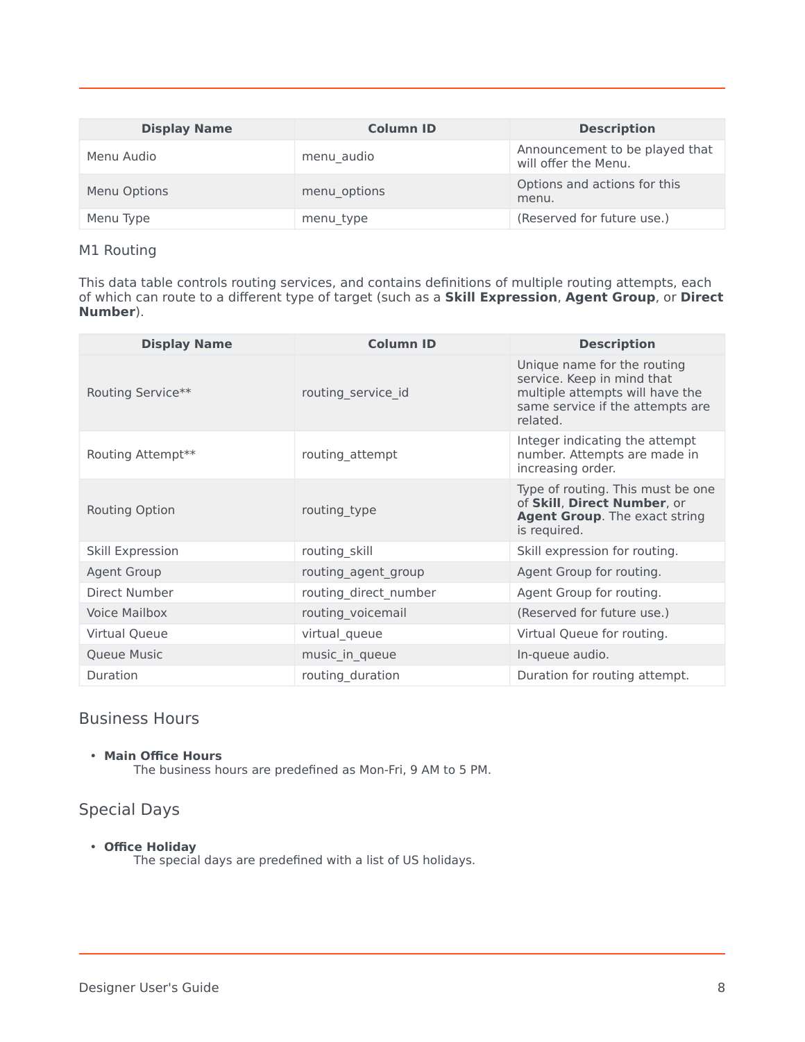| Display Name | Column ID | Description |
| --- | --- | --- |
| Menu Audio | menu_audio | Announcement to be played that will offer the Menu. |
| Menu Options | menu_options | Options and actions for this menu. |
| Menu Type | menu_type | (Reserved for future use.) |

### M1 Routing

This data table controls routing services, and contains definitions of multiple routing attempts, each of which can route to a different type of target (such as a **Skill Expression**, **Agent Group**, or **Direct Number**).

| Display Name | Column ID | Description |
| --- | --- | --- |
| Routing Service** | routing_service_id | Unique name for the routing service. Keep in mind that multiple attempts will have the same service if the attempts are related. |
| Routing Attempt** | routing_attempt | Integer indicating the attempt number. Attempts are made in increasing order. |
| Routing Option | routing_type | Type of routing. This must be one of **Skill**, **Direct Number**, or **Agent Group**. The exact string is required. |
| Skill Expression | routing_skill | Skill expression for routing. |
| Agent Group | routing_agent_group | Agent Group for routing. |
| Direct Number | routing_direct_number | Agent Group for routing. |
| Voice Mailbox | routing_voicemail | (Reserved for future use.) |
| Virtual Queue | virtual_queue | Virtual Queue for routing. |
| Queue Music | music_in_queue | In-queue audio. |
| Duration | routing_duration | Duration for routing attempt. |

## Business Hours

- **Main Office Hours**
  The business hours are predefined as Mon-Fri, 9 AM to 5 PM.

## Special Days

- **Office Holiday**
  The special days are predefined with a list of US holidays.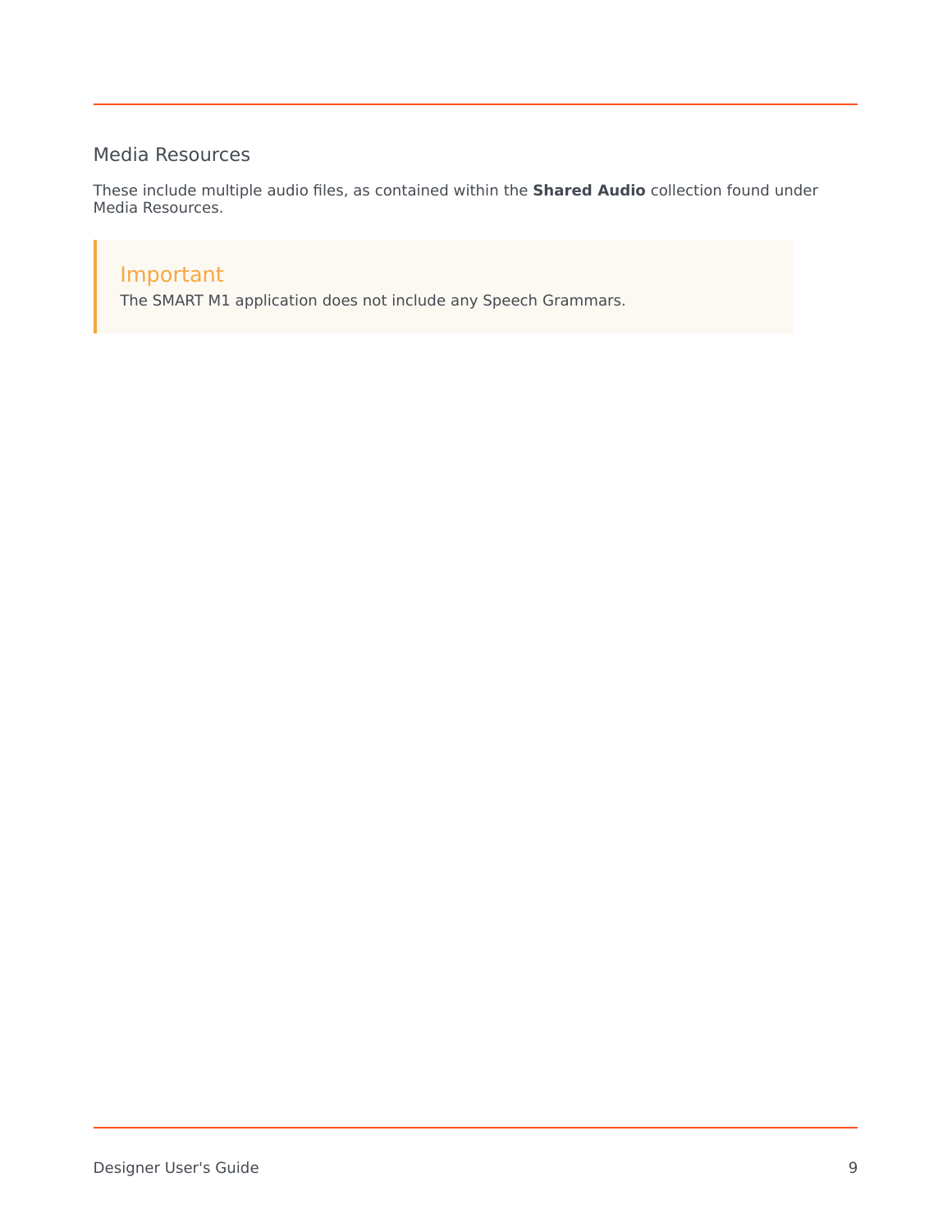### Media Resources

These include multiple audio files, as contained within the **Shared Audio** collection found under Media Resources.

> **Important**
> The SMART M1 application does not include any Speech Grammars.